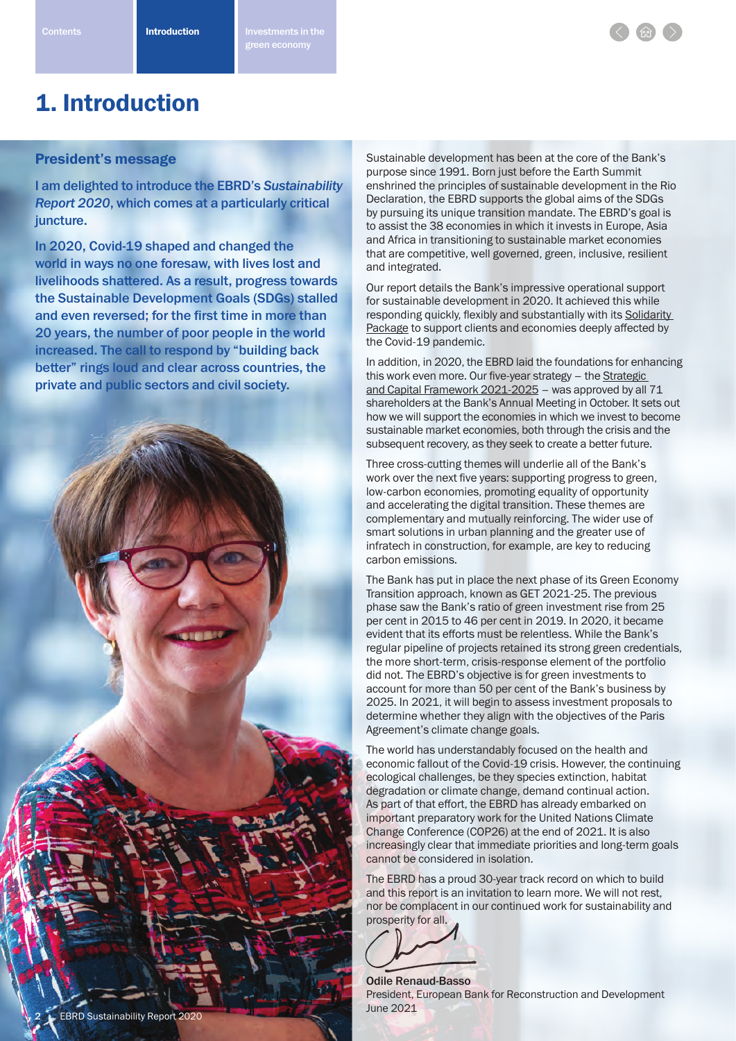# 1. Introduction

## President's message

**I am delighted to introduce the EBRD's *Sustainability Report 2020*, which comes at a particularly critical juncture.**

**In 2020, Covid-19 shaped and changed the world in ways no one foresaw, with lives lost and livelihoods shattered. As a result, progress towards the Sustainable Development Goals (SDGs) stalled and even reversed; for the first time in more than 20 years, the number of poor people in the world increased. The call to respond by "building back better" rings loud and clear across countries, the private and public sectors and civil society.**

Sustainable development has been at the core of the Bank's purpose since 1991. Born just before the Earth Summit enshrined the principles of sustainable development in the Rio Declaration, the EBRD supports the global aims of the SDGs by pursuing its unique transition mandate. The EBRD's goal is to assist the 38 economies in which it invests in Europe, Asia and Africa in transitioning to sustainable market economies that are competitive, well governed, green, inclusive, resilient and integrated.

Our report details the Bank's impressive operational support for sustainable development in 2020. It achieved this while responding quickly, flexibly and substantially with its Solidarity Package to support clients and economies deeply affected by the Covid-19 pandemic.

In addition, in 2020, the EBRD laid the foundations for enhancing this work even more. Our five-year strategy – the Strategic and Capital Framework 2021-2025 – was approved by all 71 shareholders at the Bank's Annual Meeting in October. It sets out how we will support the economies in which we invest to become sustainable market economies, both through the crisis and the subsequent recovery, as they seek to create a better future.

Three cross-cutting themes will underlie all of the Bank's work over the next five years: supporting progress to green, low-carbon economies, promoting equality of opportunity and accelerating the digital transition. These themes are complementary and mutually reinforcing. The wider use of smart solutions in urban planning and the greater use of infratech in construction, for example, are key to reducing carbon emissions.

The Bank has put in place the next phase of its Green Economy Transition approach, known as GET 2021-25. The previous phase saw the Bank's ratio of green investment rise from 25 per cent in 2015 to 46 per cent in 2019. In 2020, it became evident that its efforts must be relentless. While the Bank's regular pipeline of projects retained its strong green credentials, the more short-term, crisis-response element of the portfolio did not. The EBRD's objective is for green investments to account for more than 50 per cent of the Bank's business by 2025. In 2021, it will begin to assess investment proposals to determine whether they align with the objectives of the Paris Agreement's climate change goals.

The world has understandably focused on the health and economic fallout of the Covid-19 crisis. However, the continuing ecological challenges, be they species extinction, habitat degradation or climate change, demand continual action. As part of that effort, the EBRD has already embarked on important preparatory work for the United Nations Climate Change Conference (COP26) at the end of 2021. It is also increasingly clear that immediate priorities and long-term goals cannot be considered in isolation.

The EBRD has a proud 30-year track record on which to build and this report is an invitation to learn more. We will not rest, nor be complacent in our continued work for sustainability and prosperity for all.

**Odile Renaud-Basso**
President, European Bank for Reconstruction and Development
June 2021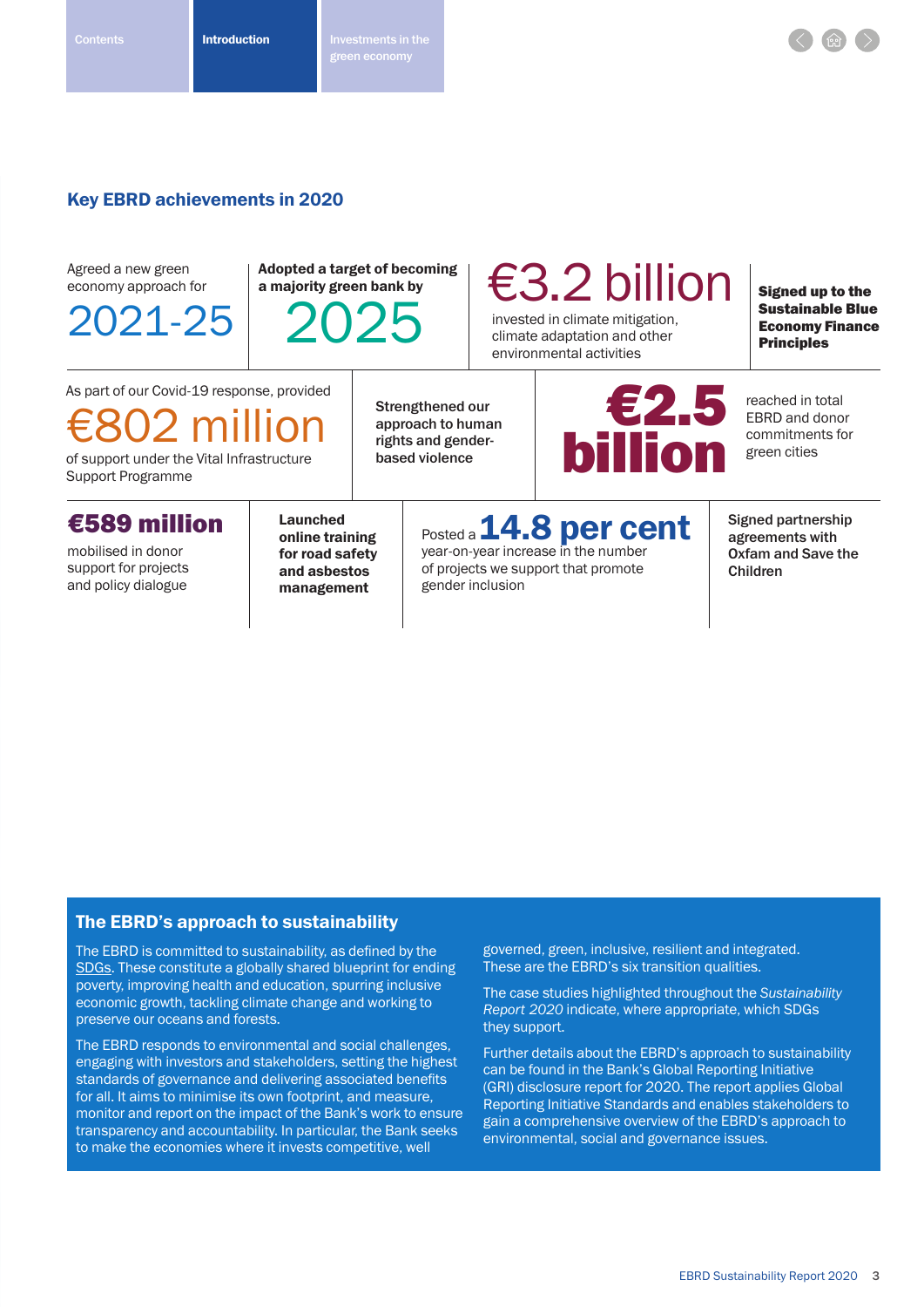## Key EBRD achievements in 2020

Agreed a new green economy approach for **2021-25**

**Adopted a target of becoming a majority green bank by 2025**

**€3.2 billion** invested in climate mitigation, climate adaptation and other environmental activities

**Signed up to the Sustainable Blue Economy Finance Principles**

As part of our Covid-19 response, provided **€802 million** of support under the Vital Infrastructure Support Programme

**Strengthened our approach to human rights and gender-based violence**

**€2.5 billion** reached in total EBRD and donor commitments for green cities

**€589 million** mobilised in donor support for projects and policy dialogue

**Launched online training for road safety and asbestos management**

Posted a **14.8 per cent** year-on-year increase in the number of projects we support that promote gender inclusion

**Signed partnership agreements with Oxfam and Save the Children**

### The EBRD's approach to sustainability

The EBRD is committed to sustainability, as defined by the SDGs. These constitute a globally shared blueprint for ending poverty, improving health and education, spurring inclusive economic growth, tackling climate change and working to preserve our oceans and forests.

The EBRD responds to environmental and social challenges, engaging with investors and stakeholders, setting the highest standards of governance and delivering associated benefits for all. It aims to minimise its own footprint, and measure, monitor and report on the impact of the Bank's work to ensure transparency and accountability. In particular, the Bank seeks to make the economies where it invests competitive, well governed, green, inclusive, resilient and integrated. These are the EBRD's six transition qualities.

The case studies highlighted throughout the *Sustainability Report 2020* indicate, where appropriate, which SDGs they support.

Further details about the EBRD's approach to sustainability can be found in the Bank's Global Reporting Initiative (GRI) disclosure report for 2020. The report applies Global Reporting Initiative Standards and enables stakeholders to gain a comprehensive overview of the EBRD's approach to environmental, social and governance issues.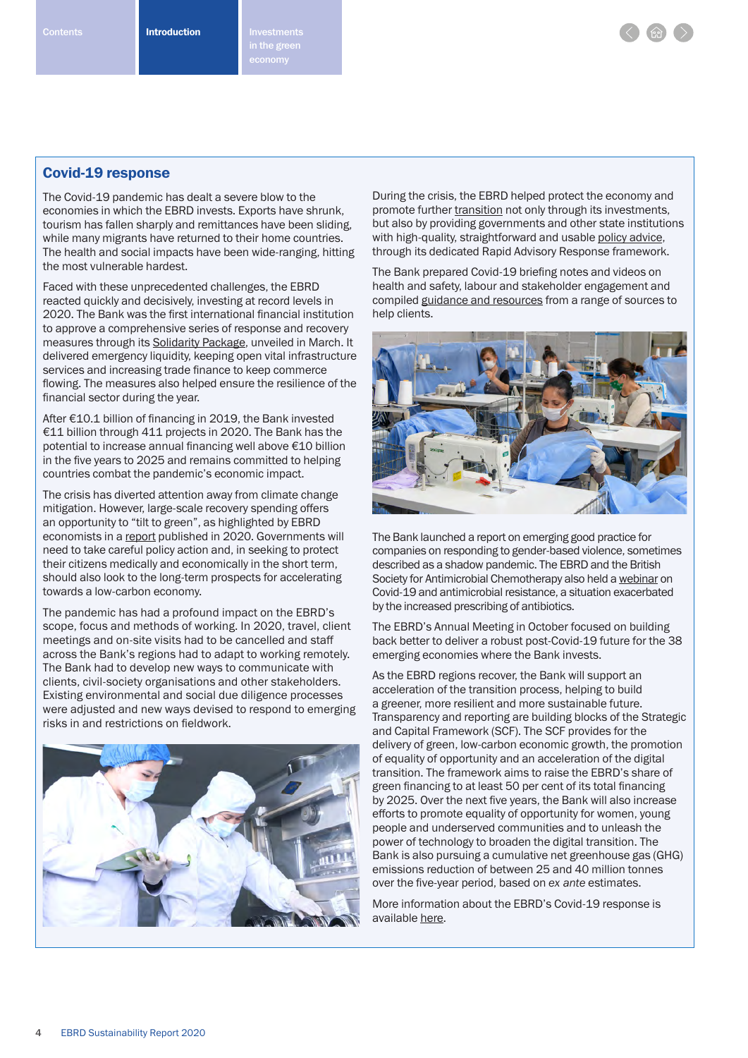## Covid-19 response

The Covid-19 pandemic has dealt a severe blow to the economies in which the EBRD invests. Exports have shrunk, tourism has fallen sharply and remittances have been sliding, while many migrants have returned to their home countries. The health and social impacts have been wide-ranging, hitting the most vulnerable hardest.

Faced with these unprecedented challenges, the EBRD reacted quickly and decisively, investing at record levels in 2020. The Bank was the first international financial institution to approve a comprehensive series of response and recovery measures through its Solidarity Package, unveiled in March. It delivered emergency liquidity, keeping open vital infrastructure services and increasing trade finance to keep commerce flowing. The measures also helped ensure the resilience of the financial sector during the year.

After €10.1 billion of financing in 2019, the Bank invested €11 billion through 411 projects in 2020. The Bank has the potential to increase annual financing well above €10 billion in the five years to 2025 and remains committed to helping countries combat the pandemic's economic impact.

The crisis has diverted attention away from climate change mitigation. However, large-scale recovery spending offers an opportunity to "tilt to green", as highlighted by EBRD economists in a report published in 2020. Governments will need to take careful policy action and, in seeking to protect their citizens medically and economically in the short term, should also look to the long-term prospects for accelerating towards a low-carbon economy.

The pandemic has had a profound impact on the EBRD's scope, focus and methods of working. In 2020, travel, client meetings and on-site visits had to be cancelled and staff across the Bank's regions had to adapt to working remotely. The Bank had to develop new ways to communicate with clients, civil-society organisations and other stakeholders. Existing environmental and social due diligence processes were adjusted and new ways devised to respond to emerging risks in and restrictions on fieldwork.

During the crisis, the EBRD helped protect the economy and promote further transition not only through its investments, but also by providing governments and other state institutions with high-quality, straightforward and usable policy advice, through its dedicated Rapid Advisory Response framework.

The Bank prepared Covid-19 briefing notes and videos on health and safety, labour and stakeholder engagement and compiled guidance and resources from a range of sources to help clients.

The Bank launched a report on emerging good practice for companies on responding to gender-based violence, sometimes described as a shadow pandemic. The EBRD and the British Society for Antimicrobial Chemotherapy also held a webinar on Covid-19 and antimicrobial resistance, a situation exacerbated by the increased prescribing of antibiotics.

The EBRD's Annual Meeting in October focused on building back better to deliver a robust post-Covid-19 future for the 38 emerging economies where the Bank invests.

As the EBRD regions recover, the Bank will support an acceleration of the transition process, helping to build a greener, more resilient and more sustainable future. Transparency and reporting are building blocks of the Strategic and Capital Framework (SCF). The SCF provides for the delivery of green, low-carbon economic growth, the promotion of equality of opportunity and an acceleration of the digital transition. The framework aims to raise the EBRD's share of green financing to at least 50 per cent of its total financing by 2025. Over the next five years, the Bank will also increase efforts to promote equality of opportunity for women, young people and underserved communities and to unleash the power of technology to broaden the digital transition. The Bank is also pursuing a cumulative net greenhouse gas (GHG) emissions reduction of between 25 and 40 million tonnes over the five-year period, based on *ex ante* estimates.

More information about the EBRD's Covid-19 response is available here.